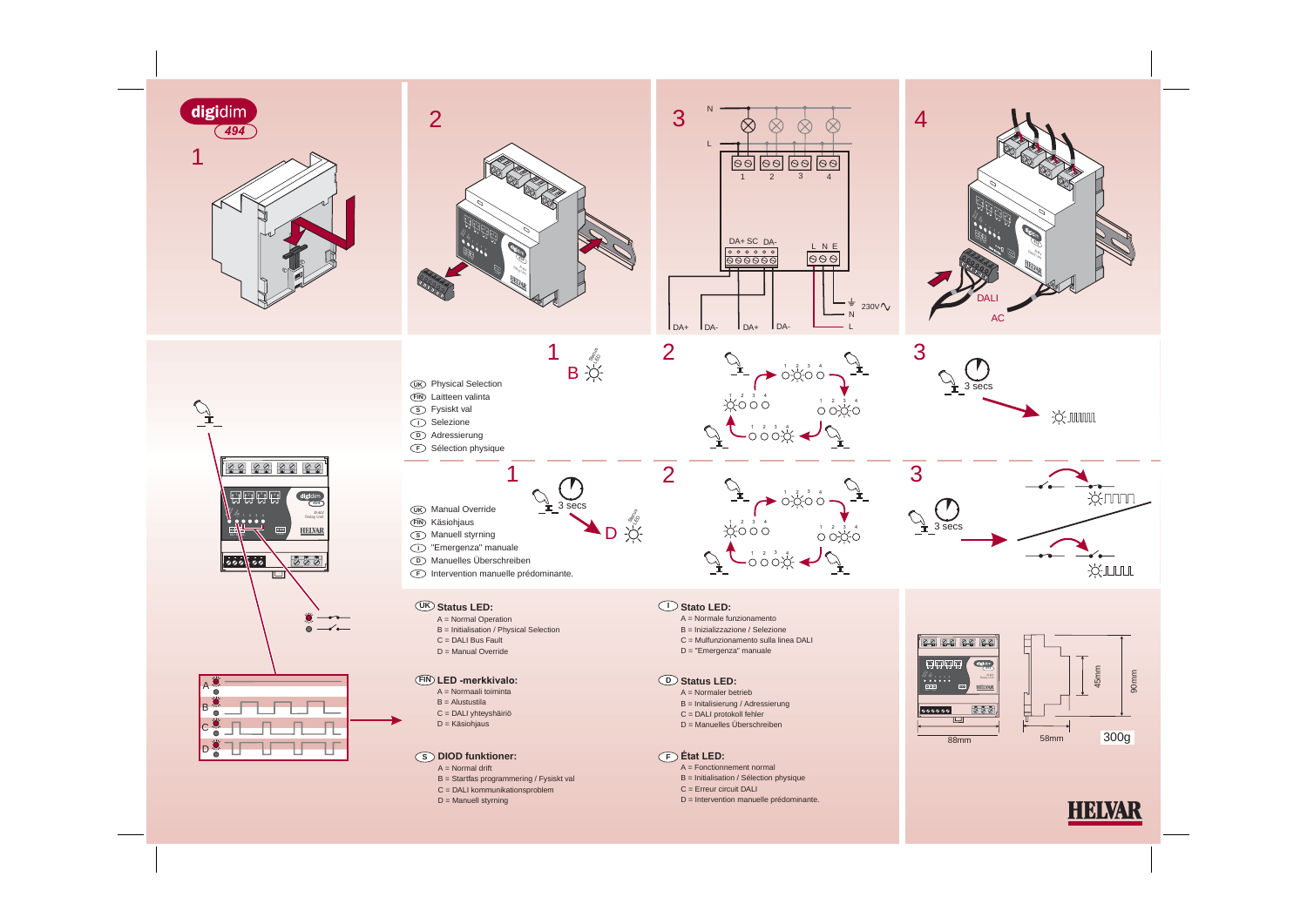# digidim 494

1

2

3

N

L

1 2 3 4

DA+ SC DA-

L N E

230V∿

DA+ DA- DA+ DA-

N

L

4

DALI

AC

1 B

Switch LED

- UK Physical Selection
- FIN Laitteen valinta
- S Fysiskt val
- I Selezione
- D Adressierung
- F Sélection physique

2

3 3 secs

1 3 secs D

Switch LED

- UK Manual Override
- FIN Käsiohjaus
- S Manuell styrning
- I "Emergenza" manuale
- D Manuelles Überschreiben
- F Intervention manuelle prédominante.

2

3 3 secs

A

B

C

D

## UK Status LED:

A = Normal Operation
B = Initialisation / Physical Selection
C = DALI Bus Fault
D = Manual Override

## FIN LED -merkkivalo:

A = Normaali toiminta
B = Alustustila
C = DALI yhteyshäiriö
D = Käsiohjaus

## S DIOD funktioner:

A = Normal drift
B = Startfas programmering / Fysiskt val
C = DALI kommunikationsproblem
D = Manuell styrning

## I Stato LED:

A = Normale funzionamento
B = Inizializzazione / Selezione
C = Mulfunzionamento sulla linea DALI
D = "Emergenza" manuale

## D Status LED:

A = Normaler betrieb
B = Initialisierung / Adressierung
C = DALI protokoll fehler
D = Manuelles Überschreiben

## F État LED:

A = Fonctionnement normal
B = Initialisation / Sélection physique
C = Erreur circuit DALI
D = Intervention manuelle prédominante.

88mm

58mm

45mm

90mm

300g

HELVAR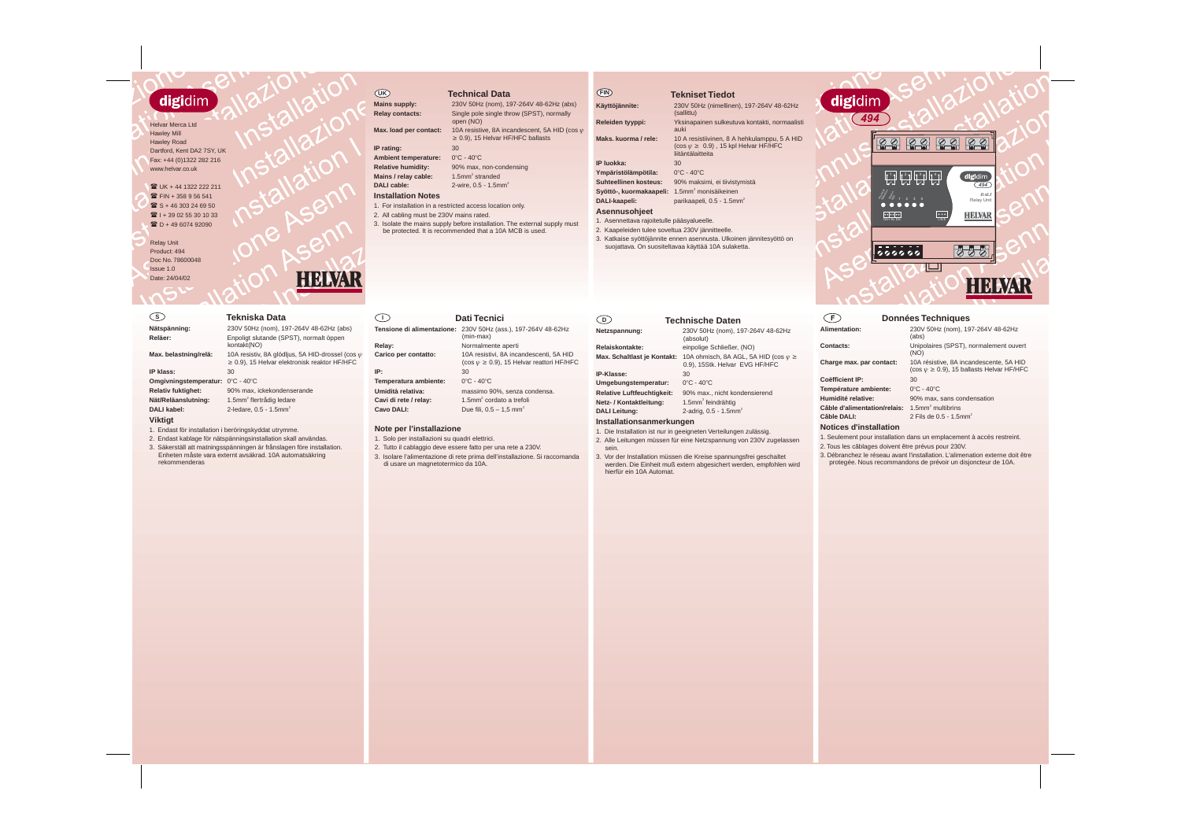**digi**dim

Helvar Merca Ltd
Hawley Mill
Hawley Road
Dartford, Kent DA2 7SY, UK
Fax: +44 (0)1322 282 216
www.helvar.co.uk

☎ UK + 44 1322 222 211
☎ FIN + 358 9 56 541
☎ S + 46 303 24 69 50
☎ I + 39 02 55 30 10 33
☎ D + 49 6074 92090

Relay Unit
Product: 494
Doc No. 78600048
Issue 1.0
Date: 24/04/02

HELVAR

## (UK) Technical Data

| | |
|---|---|
| **Mains supply:** | 230V 50Hz (nom), 197-264V 48-62Hz (abs) |
| **Relay contacts:** | Single pole single throw (SPST), normally open (NO) |
| **Max. load per contact:** | 10A resistive, 8A incandescent, 5A HID (cos ψ ≥ 0.9), 15 Helvar HF/HFC ballasts |
| **IP rating:** | 30 |
| **Ambient temperature:** | 0°C - 40°C |
| **Relative humidity:** | 90% max, non-condensing |
| **Mains / relay cable:** | 1.5mm² stranded |
| **DALI cable:** | 2-wire, 0.5 - 1.5mm² |

### Installation Notes

1. For installation in a restricted access location only.
2. All cabling must be 230V mains rated.
3. Isolate the mains supply before installation. The external supply must be protected. It is recommended that a 10A MCB is used.

## (FIN) Tekniset Tiedot

| | |
|---|---|
| **Käyttöjännite:** | 230V 50Hz (nimellinen), 197-264V 48-62Hz (sallittu) |
| **Releiden tyyppi:** | Yksinapainen sulkeutuva kontakti, normaalisti auki |
| **Maks. kuorma / rele:** | 10 A resistiivinen, 8 A hehkulamppu, 5 A HID (cos ψ ≥ 0.9) , 15 kpl Helvar HF/HFC liitäntälaitteita |
| **IP luokka:** | 30 |
| **Ympäristölämpötila:** | 0°C - 40°C |
| **Suhteellinen kosteus:** | 90% maksimi, ei tiivistymistä |
| **Syöttö-, kuormakaapeli:** | 1.5mm² monisäikeinen |
| **DALI-kaapeli:** | parikaapeli, 0.5 - 1.5mm² |

### Asennusohjeet

1. Asennettava rajoitetulle pääsyalueelle.
2. Kaapeleiden tulee soveltua 230V jännitteelle.
3. Katkaise syöttöjännite ennen asennusta. Ulkoinen jännitesyöttö on suojattava. On suositeltavaa käyttää 10A sulaketta.

**digi**dim 494

HELVAR

## (S) Tekniska Data

| | |
|---|---|
| **Nätspänning:** | 230V 50Hz (nom), 197-264V 48-62Hz (abs) |
| **Reläer:** | Enpoligt slutande (SPST), normalt öppen kontakt(NO) |
| **Max. belastning/relä:** | 10A resistiv, 8A glödljus, 5A HID-drossel (cos ψ ≥ 0.9), 15 Helvar elektronisk reaktor HF/HFC |
| **IP klass:** | 30 |
| **Omgivningstemperatur:** | 0°C - 40°C |
| **Relativ fuktighet:** | 90% max, ickekondenserande |
| **Nät/Reläanslutning:** | 1.5mm² flertrådig ledare |
| **DALI kabel:** | 2-ledare, 0.5 - 1.5mm² |

### Viktigt

1. Endast för installation i beröringskyddat utrymme.
2. Endast kablage för nätspänningsinstallation skall användas.
3. Säkerställ att matningsspänningen är frånslagen före installation. Enheten måste vara externt avsäkrad. 10A automatsäkring rekommenderas

## (I) Dati Tecnici

| | |
|---|---|
| **Tensione di alimentazione:** | 230V 50Hz (ass.), 197-264V 48-62Hz (min-max) |
| **Relay:** | Normalmente aperti |
| **Carico per contatto:** | 10A resistivi, 8A incandescenti, 5A HID (cos ψ ≥ 0.9), 15 Helvar reattori HF/HFC |
| **IP:** | 30 |
| **Temperatura ambiente:** | 0°C - 40°C |
| **Umidità relativa:** | massimo 90%, senza condensa. |
| **Cavi di rete / relay:** | 1.5mm² cordato a trefoli |
| **Cavo DALI:** | Due fili, 0.5 – 1,5 mm² |

### Note per l'installazione

1. Solo per installazioni su quadri elettrici.
2. Tutto il cablaggio deve essere fatto per una rete a 230V.
3. Isolare l'alimentazione di rete prima dell'installazione. Si raccomanda di usare un magnetotermico da 10A.

## (D) Technische Daten

| | |
|---|---|
| **Netzspannung:** | 230V 50Hz (nom), 197-264V 48-62Hz (absolut) |
| **Relaiskontakte:** | einpolige Schließer, (NO) |
| **Max. Schaltlast je Kontakt:** | 10A ohmisch, 8A AGL, 5A HID (cos ψ ≥ 0.9), 15Stk. Helvar EVG HF/HFC |
| **IP-Klasse:** | 30 |
| **Umgebungstemperatur:** | 0°C - 40°C |
| **Relative Luftfeuchtigkeit:** | 90% max., nicht kondensierend |
| **Netz- / Kontaktleitung:** | 1.5mm² feindrähtig |
| **DALI Leitung:** | 2-adrig, 0.5 - 1.5mm² |

### Installationsanmerkungen

1. Die Installation ist nur in geeigneten Verteilungen zulässig.
2. Alle Leitungen müssen für eine Netzspannung von 230V zugelassen sein.
3. Vor der Installation müssen die Kreise spannungsfrei geschaltet werden. Die Einheit muß extern abgesichert werden, empfohlen wird hierfür ein 10A Automat.

## (F) Données Techniques

| | |
|---|---|
| **Alimentation:** | 230V 50Hz (nom), 197-264V 48-62Hz (abs) |
| **Contacts:** | Unipolaires (SPST), normalement ouvert (NO) |
| **Charge max. par contact:** | 10A résistive, 8A incandescente, 5A HID (cos ψ ≥ 0.9), 15 ballasts Helvar HF/HFC |
| **Coéfficient IP:** | 30 |
| **Température ambiente:** | 0°C - 40°C |
| **Humidité relative:** | 90% max, sans condensation |
| **Câble d'alimentation/relais:** | 1.5mm² multibrins |
| **Câble DALI:** | 2 Fils de 0.5 - 1.5mm² |

### Notices d'installation

1. Seulement pour installation dans un emplacement à accès restreint.
2. Tous les câblages doivent être prévus pour 230V.
3. Débranchez le réseau avant l'installation. L'alimenation externe doit être protegée. Nous recommandons de prévoir un disjoncteur de 10A.